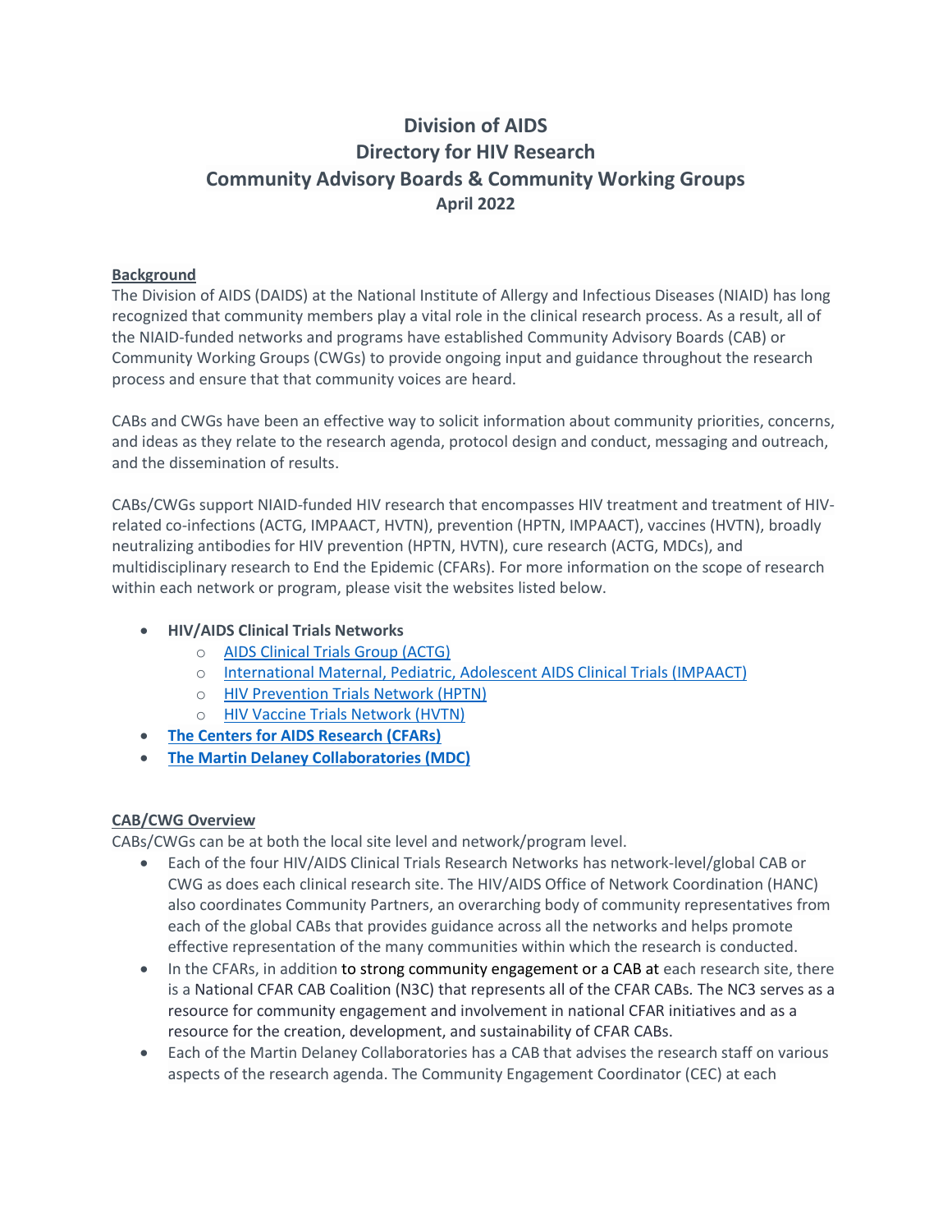# Division of AIDS
# Directory for HIV Research
# Community Advisory Boards & Community Working Groups
## April 2022

**Background**

The Division of AIDS (DAIDS) at the National Institute of Allergy and Infectious Diseases (NIAID) has long recognized that community members play a vital role in the clinical research process. As a result, all of the NIAID-funded networks and programs have established Community Advisory Boards (CAB) or Community Working Groups (CWGs) to provide ongoing input and guidance throughout the research process and ensure that that community voices are heard.

CABs and CWGs have been an effective way to solicit information about community priorities, concerns, and ideas as they relate to the research agenda, protocol design and conduct, messaging and outreach, and the dissemination of results.

CABs/CWGs support NIAID-funded HIV research that encompasses HIV treatment and treatment of HIV-related co-infections (ACTG, IMPAACT, HVTN), prevention (HPTN, IMPAACT), vaccines (HVTN), broadly neutralizing antibodies for HIV prevention (HPTN, HVTN), cure research (ACTG, MDCs), and multidisciplinary research to End the Epidemic (CFARs). For more information on the scope of research within each network or program, please visit the websites listed below.

- **HIV/AIDS Clinical Trials Networks**
  - AIDS Clinical Trials Group (ACTG)
  - International Maternal, Pediatric, Adolescent AIDS Clinical Trials (IMPAACT)
  - HIV Prevention Trials Network (HPTN)
  - HIV Vaccine Trials Network (HVTN)
- **The Centers for AIDS Research (CFARs)**
- **The Martin Delaney Collaboratories (MDC)**

**CAB/CWG Overview**

CABs/CWGs can be at both the local site level and network/program level.

- Each of the four HIV/AIDS Clinical Trials Research Networks has network-level/global CAB or CWG as does each clinical research site. The HIV/AIDS Office of Network Coordination (HANC) also coordinates Community Partners, an overarching body of community representatives from each of the global CABs that provides guidance across all the networks and helps promote effective representation of the many communities within which the research is conducted.
- In the CFARs, in addition to strong community engagement or a CAB at each research site, there is a National CFAR CAB Coalition (N3C) that represents all of the CFAR CABs. The NC3 serves as a resource for community engagement and involvement in national CFAR initiatives and as a resource for the creation, development, and sustainability of CFAR CABs.
- Each of the Martin Delaney Collaboratories has a CAB that advises the research staff on various aspects of the research agenda. The Community Engagement Coordinator (CEC) at each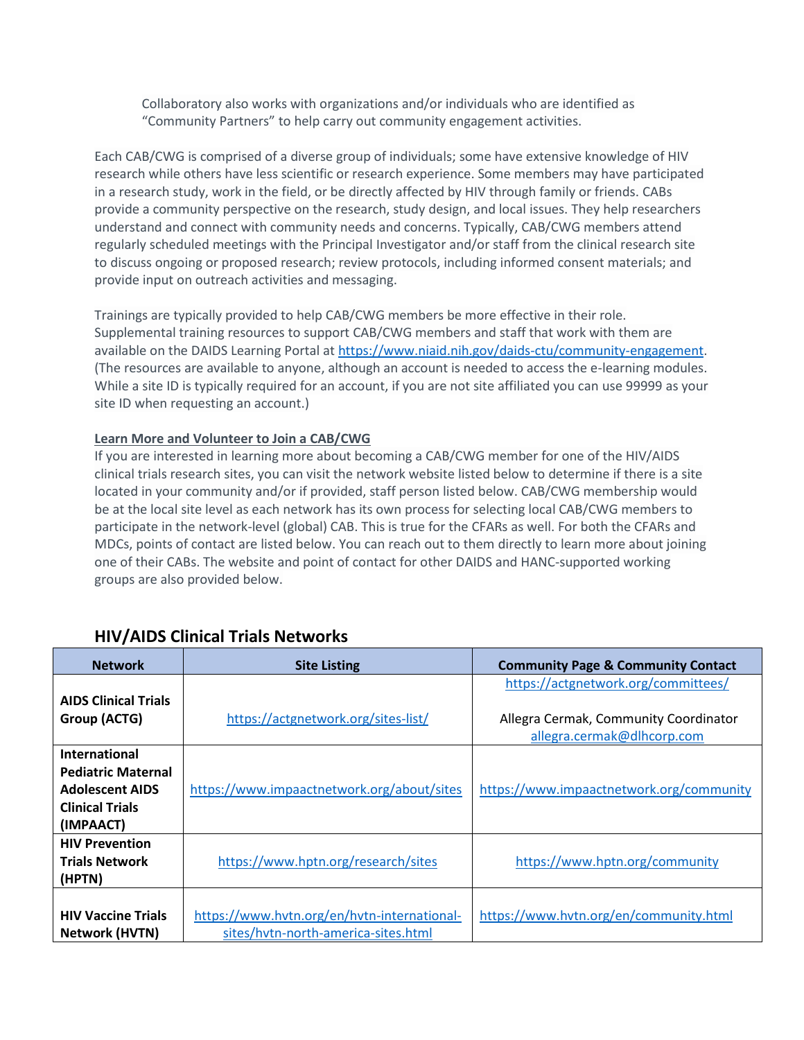Collaboratory also works with organizations and/or individuals who are identified as "Community Partners" to help carry out community engagement activities.

Each CAB/CWG is comprised of a diverse group of individuals; some have extensive knowledge of HIV research while others have less scientific or research experience. Some members may have participated in a research study, work in the field, or be directly affected by HIV through family or friends. CABs provide a community perspective on the research, study design, and local issues. They help researchers understand and connect with community needs and concerns. Typically, CAB/CWG members attend regularly scheduled meetings with the Principal Investigator and/or staff from the clinical research site to discuss ongoing or proposed research; review protocols, including informed consent materials; and provide input on outreach activities and messaging.

Trainings are typically provided to help CAB/CWG members be more effective in their role. Supplemental training resources to support CAB/CWG members and staff that work with them are available on the DAIDS Learning Portal at https://www.niaid.nih.gov/daids-ctu/community-engagement. (The resources are available to anyone, although an account is needed to access the e-learning modules. While a site ID is typically required for an account, if you are not site affiliated you can use 99999 as your site ID when requesting an account.)

**Learn More and Volunteer to Join a CAB/CWG**

If you are interested in learning more about becoming a CAB/CWG member for one of the HIV/AIDS clinical trials research sites, you can visit the network website listed below to determine if there is a site located in your community and/or if provided, staff person listed below. CAB/CWG membership would be at the local site level as each network has its own process for selecting local CAB/CWG members to participate in the network-level (global) CAB. This is true for the CFARs as well. For both the CFARs and MDCs, points of contact are listed below. You can reach out to them directly to learn more about joining one of their CABs. The website and point of contact for other DAIDS and HANC-supported working groups are also provided below.

## HIV/AIDS Clinical Trials Networks

| Network | Site Listing | Community Page & Community Contact |
|---|---|---|
| **AIDS Clinical Trials Group (ACTG)** | https://actgnetwork.org/sites-list/ | https://actgnetwork.org/committees/ <br><br> Allegra Cermak, Community Coordinator allegra.cermak@dlhcorp.com |
| **International Pediatric Maternal Adolescent AIDS Clinical Trials (IMPAACT)** | https://www.impaactnetwork.org/about/sites | https://www.impaactnetwork.org/community |
| **HIV Prevention Trials Network (HPTN)** | https://www.hptn.org/research/sites | https://www.hptn.org/community |
| **HIV Vaccine Trials Network (HVTN)** | https://www.hvtn.org/en/hvtn-international-sites/hvtn-north-america-sites.html | https://www.hvtn.org/en/community.html |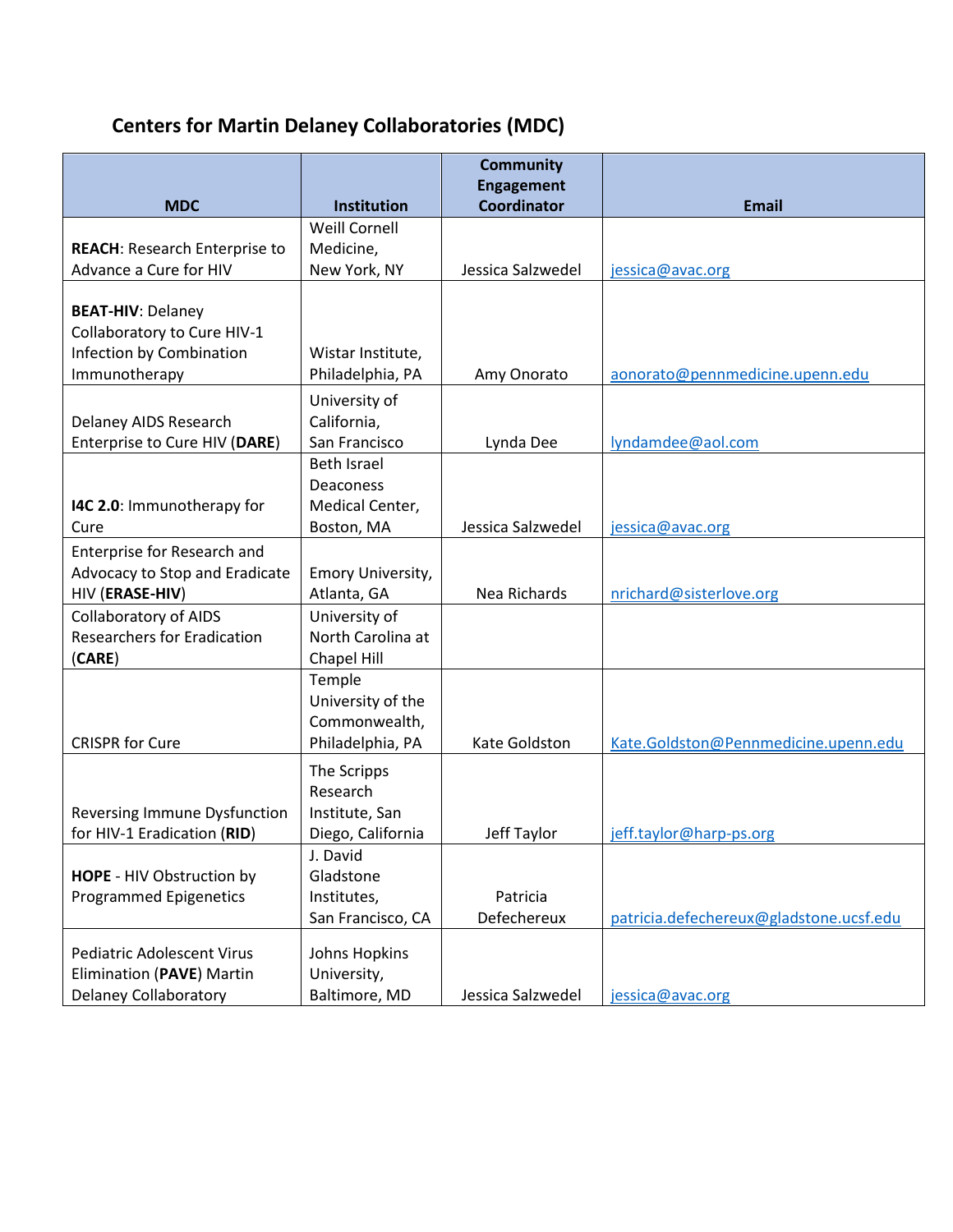## Centers for Martin Delaney Collaboratories (MDC)

| MDC | Institution | Community Engagement Coordinator | Email |
|---|---|---|---|
| **REACH**: Research Enterprise to Advance a Cure for HIV | Weill Cornell Medicine, New York, NY | Jessica Salzwedel | jessica@avac.org |
| **BEAT-HIV**: Delaney Collaboratory to Cure HIV-1 Infection by Combination Immunotherapy | Wistar Institute, Philadelphia, PA | Amy Onorato | aonorato@pennmedicine.upenn.edu |
| Delaney AIDS Research Enterprise to Cure HIV (**DARE**) | University of California, San Francisco | Lynda Dee | lyndamdee@aol.com |
| **I4C 2.0**: Immunotherapy for Cure | Beth Israel Deaconess Medical Center, Boston, MA | Jessica Salzwedel | jessica@avac.org |
| Enterprise for Research and Advocacy to Stop and Eradicate HIV (**ERASE-HIV**) | Emory University, Atlanta, GA | Nea Richards | nrichard@sisterlove.org |
| Collaboratory of AIDS Researchers for Eradication (**CARE**) | University of North Carolina at Chapel Hill | | |
| CRISPR for Cure | Temple University of the Commonwealth, Philadelphia, PA | Kate Goldston | Kate.Goldston@Pennmedicine.upenn.edu |
| Reversing Immune Dysfunction for HIV-1 Eradication (**RID**) | The Scripps Research Institute, San Diego, California | Jeff Taylor | jeff.taylor@harp-ps.org |
| **HOPE** - HIV Obstruction by Programmed Epigenetics | J. David Gladstone Institutes, San Francisco, CA | Patricia Defechereux | patricia.defechereux@gladstone.ucsf.edu |
| Pediatric Adolescent Virus Elimination (**PAVE**) Martin Delaney Collaboratory | Johns Hopkins University, Baltimore, MD | Jessica Salzwedel | jessica@avac.org |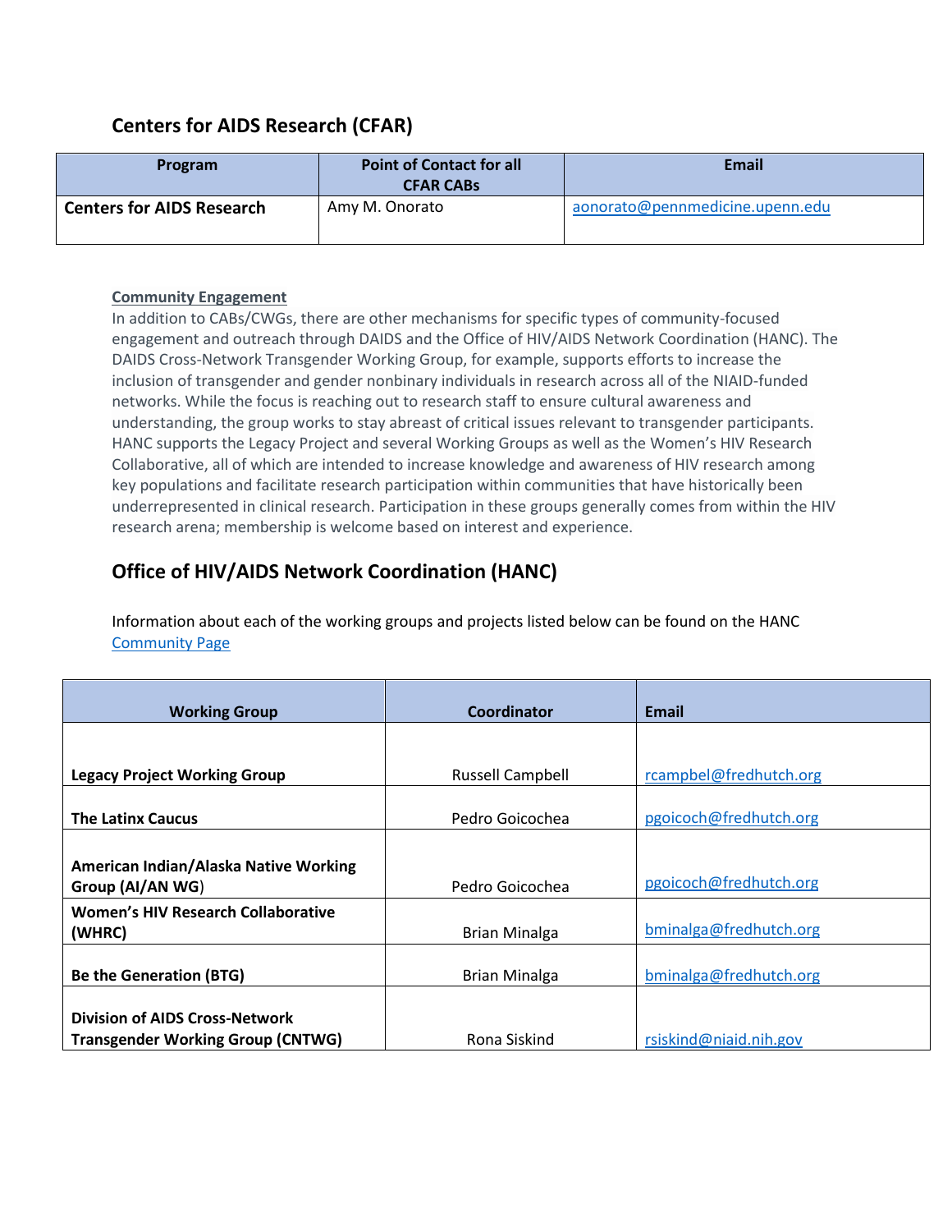## Centers for AIDS Research (CFAR)

| Program | Point of Contact for all CFAR CABs | Email |
|---|---|---|
| **Centers for AIDS Research** | Amy M. Onorato | aonorato@pennmedicine.upenn.edu |

**Community Engagement**

In addition to CABs/CWGs, there are other mechanisms for specific types of community-focused engagement and outreach through DAIDS and the Office of HIV/AIDS Network Coordination (HANC). The DAIDS Cross-Network Transgender Working Group, for example, supports efforts to increase the inclusion of transgender and gender nonbinary individuals in research across all of the NIAID-funded networks. While the focus is reaching out to research staff to ensure cultural awareness and understanding, the group works to stay abreast of critical issues relevant to transgender participants. HANC supports the Legacy Project and several Working Groups as well as the Women's HIV Research Collaborative, all of which are intended to increase knowledge and awareness of HIV research among key populations and facilitate research participation within communities that have historically been underrepresented in clinical research. Participation in these groups generally comes from within the HIV research arena; membership is welcome based on interest and experience.

## Office of HIV/AIDS Network Coordination (HANC)

Information about each of the working groups and projects listed below can be found on the HANC Community Page

| Working Group | Coordinator | Email |
|---|---|---|
| **Legacy Project Working Group** | Russell Campbell | rcampbel@fredhutch.org |
| **The Latinx Caucus** | Pedro Goicochea | pgoicoch@fredhutch.org |
| **American Indian/Alaska Native Working Group (AI/AN WG)** | Pedro Goicochea | pgoicoch@fredhutch.org |
| **Women's HIV Research Collaborative (WHRC)** | Brian Minalga | bminalga@fredhutch.org |
| **Be the Generation (BTG)** | Brian Minalga | bminalga@fredhutch.org |
| **Division of AIDS Cross-Network Transgender Working Group (CNTWG)** | Rona Siskind | rsiskind@niaid.nih.gov |